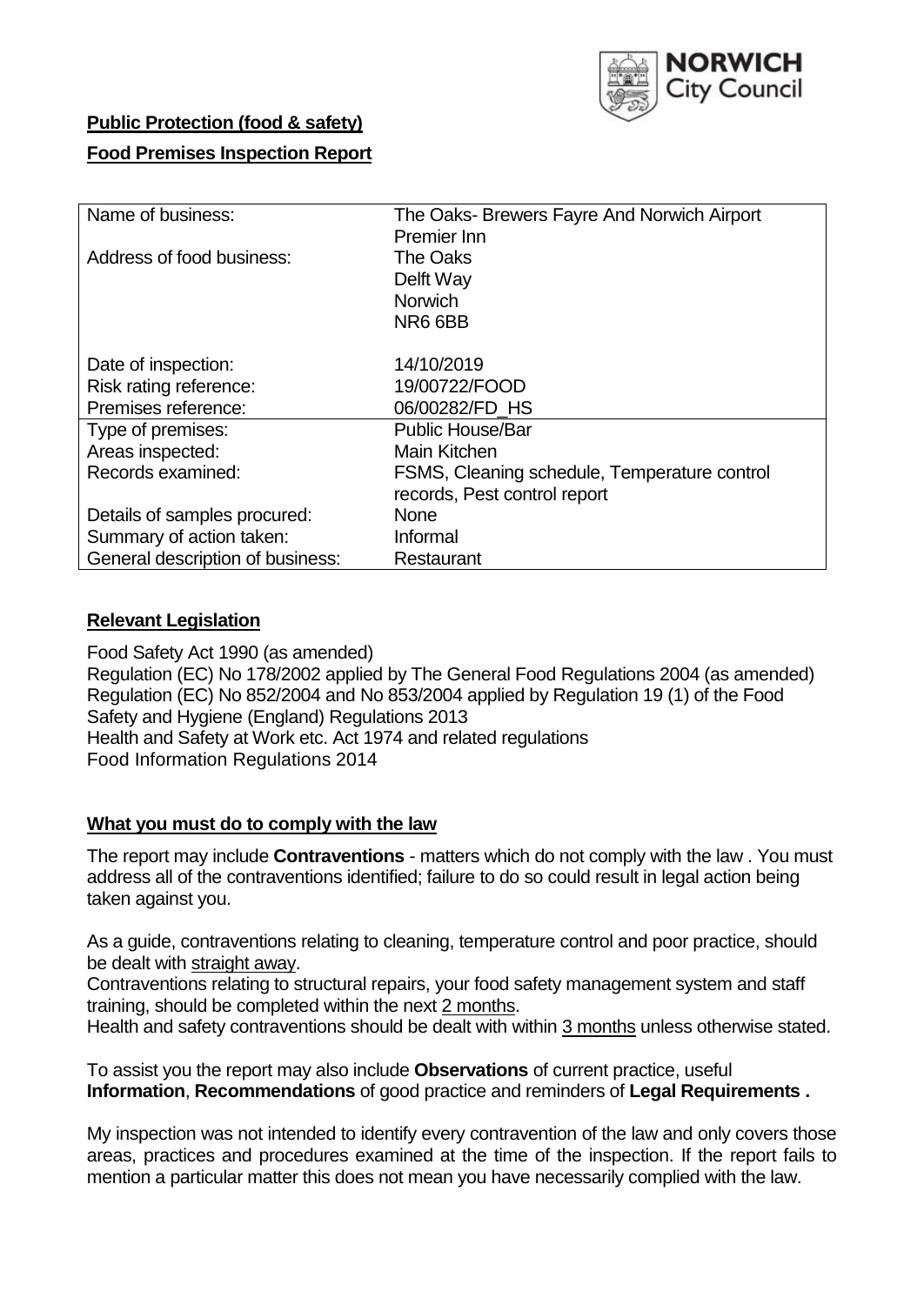NORWICH City Council

**Public Protection (food & safety)**

**Food Premises Inspection Report**

| Name of business: | The Oaks- Brewers Fayre And Norwich Airport Premier Inn |
|---|---|
| Address of food business: | The Oaks<br>Delft Way<br>Norwich<br>NR6 6BB |
| Date of inspection: | 14/10/2019 |
| Risk rating reference: | 19/00722/FOOD |
| Premises reference: | 06/00282/FD_HS |
| Type of premises: | Public House/Bar |
| Areas inspected: | Main Kitchen |
| Records examined: | FSMS, Cleaning schedule, Temperature control records, Pest control report |
| Details of samples procured: | None |
| Summary of action taken: | Informal |
| General description of business: | Restaurant |

## Relevant Legislation

Food Safety Act 1990 (as amended)
Regulation (EC) No 178/2002 applied by The General Food Regulations 2004 (as amended)
Regulation (EC) No 852/2004 and No 853/2004 applied by Regulation 19 (1) of the Food Safety and Hygiene (England) Regulations 2013
Health and Safety at Work etc. Act 1974 and related regulations
Food Information Regulations 2014

## What you must do to comply with the law

The report may include **Contraventions** - matters which do not comply with the law . You must address all of the contraventions identified; failure to do so could result in legal action being taken against you.

As a guide, contraventions relating to cleaning, temperature control and poor practice, should be dealt with straight away.

Contraventions relating to structural repairs, your food safety management system and staff training, should be completed within the next 2 months.

Health and safety contraventions should be dealt with within 3 months unless otherwise stated.

To assist you the report may also include **Observations** of current practice, useful **Information**, **Recommendations** of good practice and reminders of **Legal Requirements .**

My inspection was not intended to identify every contravention of the law and only covers those areas, practices and procedures examined at the time of the inspection. If the report fails to mention a particular matter this does not mean you have necessarily complied with the law.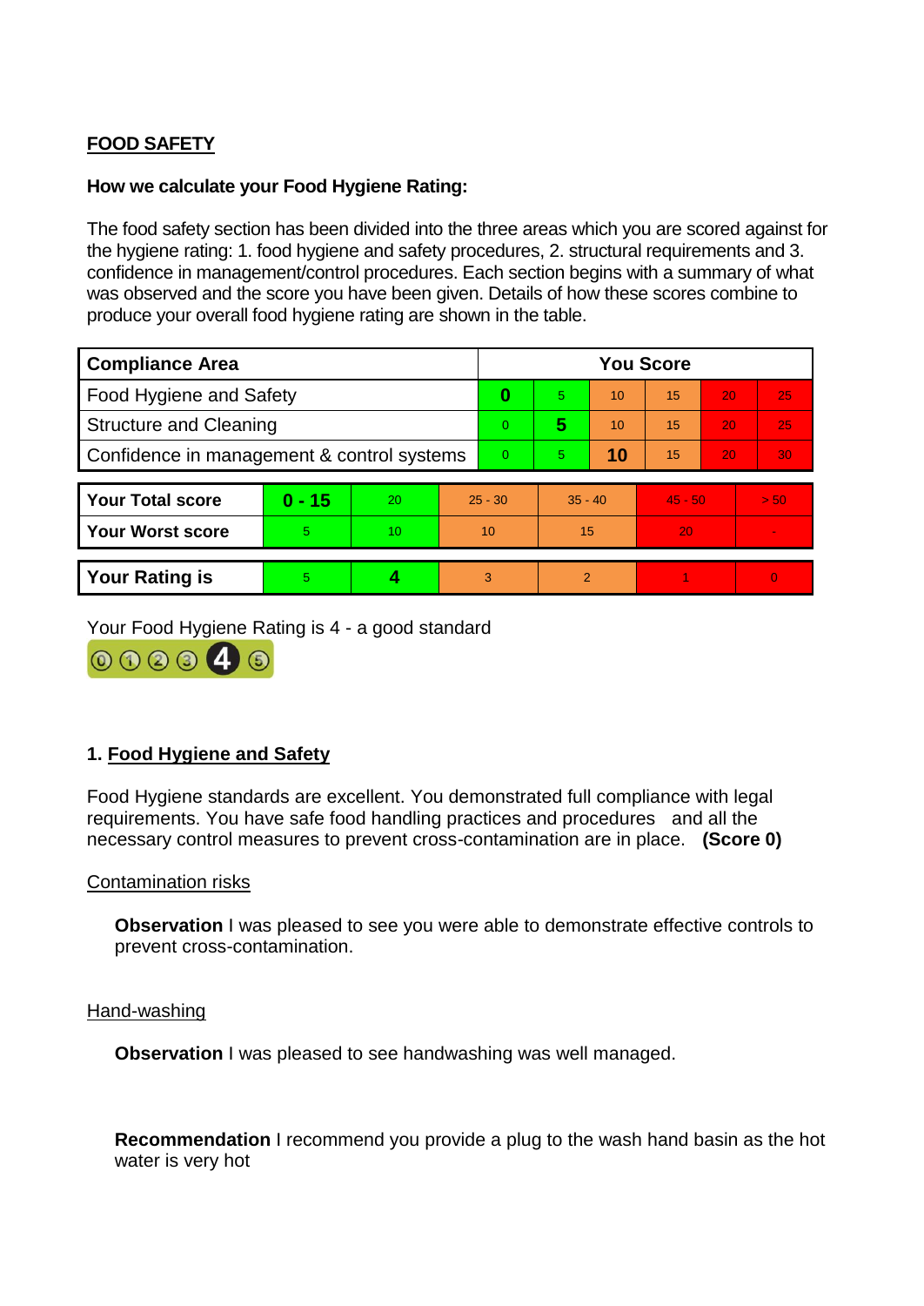## FOOD SAFETY

**How we calculate your Food Hygiene Rating:**

The food safety section has been divided into the three areas which you are scored against for the hygiene rating: 1. food hygiene and safety procedures, 2. structural requirements and 3. confidence in management/control procedures. Each section begins with a summary of what was observed and the score you have been given. Details of how these scores combine to produce your overall food hygiene rating are shown in the table.

| Compliance Area | You Score | | | | | |
|---|---|---|---|---|---|---|
| Food Hygiene and Safety | **0** | 5 | 10 | 15 | 20 | 25 |
| Structure and Cleaning | 0 | **5** | 10 | 15 | 20 | 25 |
| Confidence in management & control systems | 0 | 5 | **10** | 15 | 20 | 30 |

| | | | | | | |
|---|---|---|---|---|---|---|
| **Your Total score** | **0 - 15** | 20 | 25 - 30 | 35 - 40 | 45 - 50 | > 50 |
| **Your Worst score** | 5 | 10 | 10 | 15 | 20 | - |
| **Your Rating is** | 5 | **4** | 3 | 2 | 1 | 0 |

Your Food Hygiene Rating is 4 - a good standard

### 1. Food Hygiene and Safety

Food Hygiene standards are excellent. You demonstrated full compliance with legal requirements. You have safe food handling practices and procedures and all the necessary control measures to prevent cross-contamination are in place. **(Score 0)**

Contamination risks

**Observation** I was pleased to see you were able to demonstrate effective controls to prevent cross-contamination.

Hand-washing

**Observation** I was pleased to see handwashing was well managed.

**Recommendation** I recommend you provide a plug to the wash hand basin as the hot water is very hot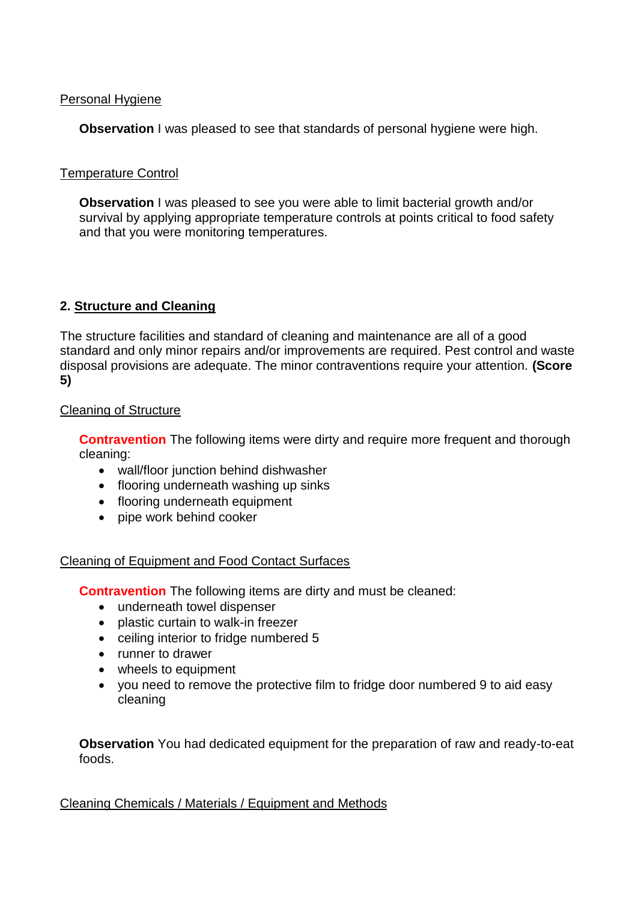Personal Hygiene

**Observation** I was pleased to see that standards of personal hygiene were high.

Temperature Control

**Observation** I was pleased to see you were able to limit bacterial growth and/or survival by applying appropriate temperature controls at points critical to food safety and that you were monitoring temperatures.

## 2. Structure and Cleaning

The structure facilities and standard of cleaning and maintenance are all of a good standard and only minor repairs and/or improvements are required. Pest control and waste disposal provisions are adequate. The minor contraventions require your attention. **(Score 5)**

Cleaning of Structure

**Contravention** The following items were dirty and require more frequent and thorough cleaning:

- wall/floor junction behind dishwasher
- flooring underneath washing up sinks
- flooring underneath equipment
- pipe work behind cooker

Cleaning of Equipment and Food Contact Surfaces

**Contravention** The following items are dirty and must be cleaned:

- underneath towel dispenser
- plastic curtain to walk-in freezer
- ceiling interior to fridge numbered 5
- runner to drawer
- wheels to equipment
- you need to remove the protective film to fridge door numbered 9 to aid easy cleaning

**Observation** You had dedicated equipment for the preparation of raw and ready-to-eat foods.

Cleaning Chemicals / Materials / Equipment and Methods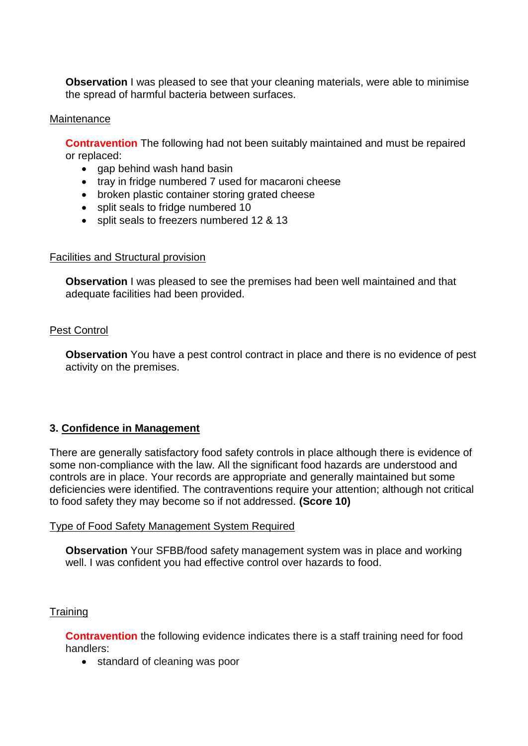**Observation** I was pleased to see that your cleaning materials, were able to minimise the spread of harmful bacteria between surfaces.

Maintenance

**Contravention** The following had not been suitably maintained and must be repaired or replaced:

- gap behind wash hand basin
- tray in fridge numbered 7 used for macaroni cheese
- broken plastic container storing grated cheese
- split seals to fridge numbered 10
- split seals to freezers numbered 12 & 13

Facilities and Structural provision

**Observation** I was pleased to see the premises had been well maintained and that adequate facilities had been provided.

Pest Control

**Observation** You have a pest control contract in place and there is no evidence of pest activity on the premises.

## 3. Confidence in Management

There are generally satisfactory food safety controls in place although there is evidence of some non-compliance with the law. All the significant food hazards are understood and controls are in place. Your records are appropriate and generally maintained but some deficiencies were identified. The contraventions require your attention; although not critical to food safety they may become so if not addressed. **(Score 10)**

Type of Food Safety Management System Required

**Observation** Your SFBB/food safety management system was in place and working well. I was confident you had effective control over hazards to food.

Training

**Contravention** the following evidence indicates there is a staff training need for food handlers:

- standard of cleaning was poor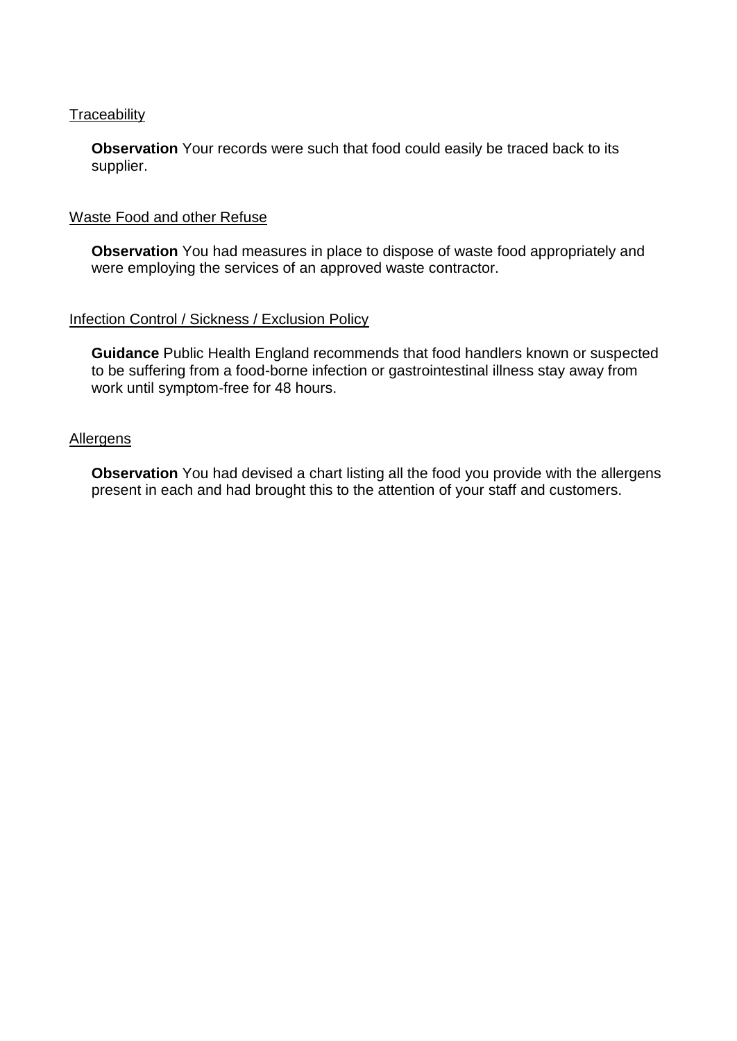Traceability

**Observation** Your records were such that food could easily be traced back to its supplier.

Waste Food and other Refuse

**Observation** You had measures in place to dispose of waste food appropriately and were employing the services of an approved waste contractor.

Infection Control / Sickness / Exclusion Policy

**Guidance** Public Health England recommends that food handlers known or suspected to be suffering from a food-borne infection or gastrointestinal illness stay away from work until symptom-free for 48 hours.

Allergens

**Observation** You had devised a chart listing all the food you provide with the allergens present in each and had brought this to the attention of your staff and customers.